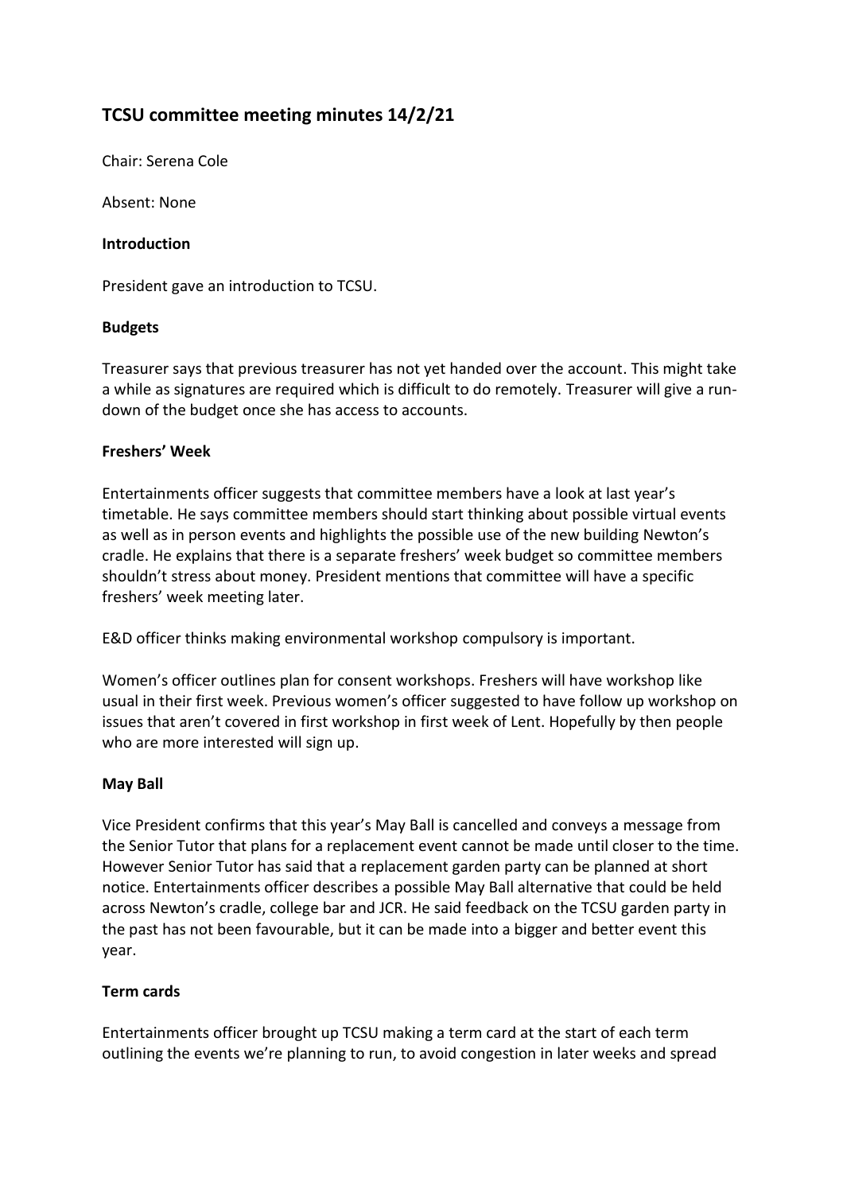# TCSU committee meeting minutes 14/2/21

Chair: Serena Cole

Absent: None

**Introduction**

President gave an introduction to TCSU.

**Budgets**

Treasurer says that previous treasurer has not yet handed over the account. This might take a while as signatures are required which is difficult to do remotely. Treasurer will give a run-down of the budget once she has access to accounts.

**Freshers' Week**

Entertainments officer suggests that committee members have a look at last year's timetable. He says committee members should start thinking about possible virtual events as well as in person events and highlights the possible use of the new building Newton's cradle. He explains that there is a separate freshers' week budget so committee members shouldn't stress about money. President mentions that committee will have a specific freshers' week meeting later.

E&D officer thinks making environmental workshop compulsory is important.

Women's officer outlines plan for consent workshops. Freshers will have workshop like usual in their first week. Previous women's officer suggested to have follow up workshop on issues that aren't covered in first workshop in first week of Lent. Hopefully by then people who are more interested will sign up.

**May Ball**

Vice President confirms that this year's May Ball is cancelled and conveys a message from the Senior Tutor that plans for a replacement event cannot be made until closer to the time. However Senior Tutor has said that a replacement garden party can be planned at short notice. Entertainments officer describes a possible May Ball alternative that could be held across Newton's cradle, college bar and JCR. He said feedback on the TCSU garden party in the past has not been favourable, but it can be made into a bigger and better event this year.

**Term cards**

Entertainments officer brought up TCSU making a term card at the start of each term outlining the events we're planning to run, to avoid congestion in later weeks and spread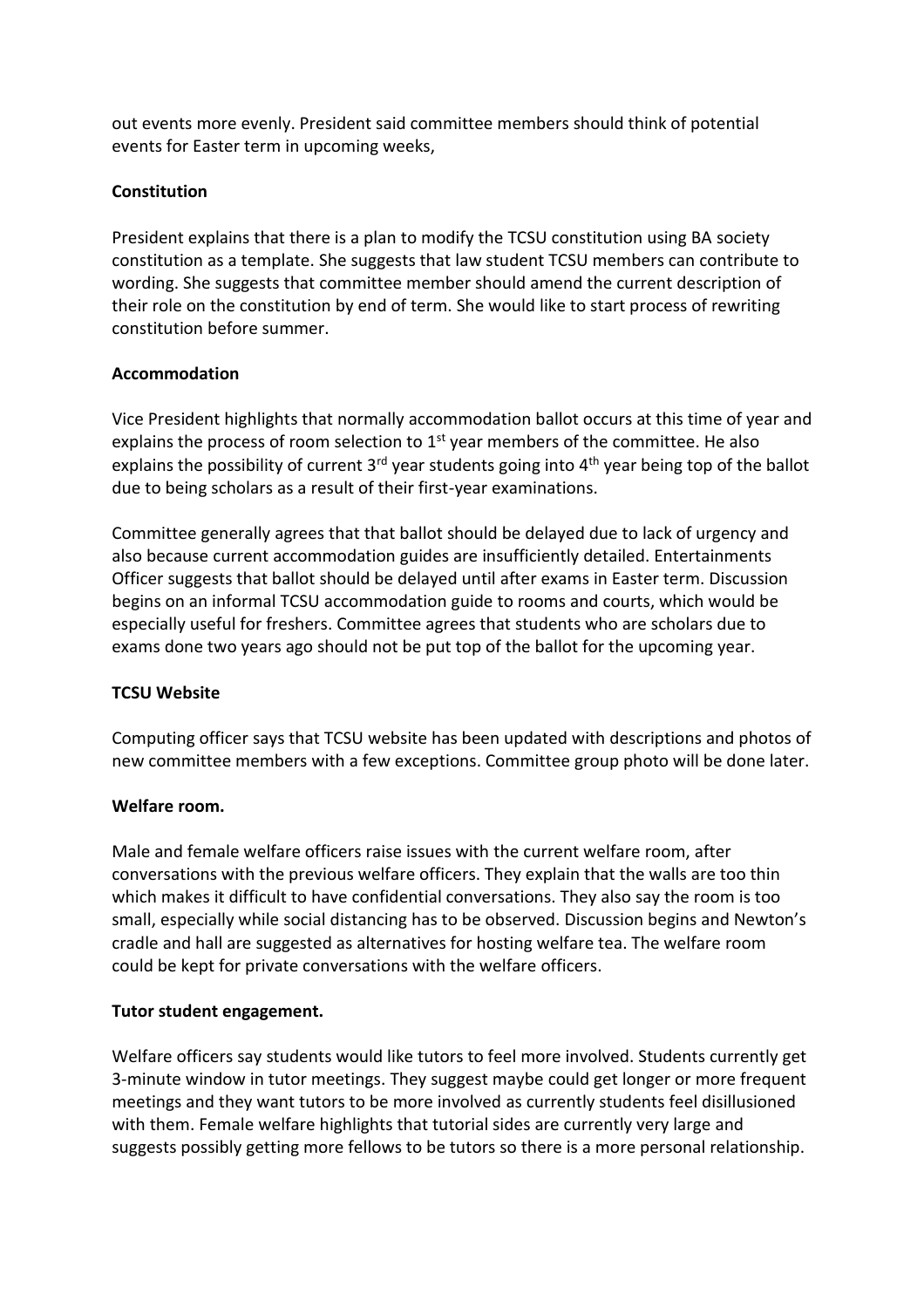out events more evenly. President said committee members should think of potential events for Easter term in upcoming weeks,

**Constitution**

President explains that there is a plan to modify the TCSU constitution using BA society constitution as a template. She suggests that law student TCSU members can contribute to wording. She suggests that committee member should amend the current description of their role on the constitution by end of term. She would like to start process of rewriting constitution before summer.

**Accommodation**

Vice President highlights that normally accommodation ballot occurs at this time of year and explains the process of room selection to 1st year members of the committee. He also explains the possibility of current 3rd year students going into 4th year being top of the ballot due to being scholars as a result of their first-year examinations.

Committee generally agrees that that ballot should be delayed due to lack of urgency and also because current accommodation guides are insufficiently detailed. Entertainments Officer suggests that ballot should be delayed until after exams in Easter term. Discussion begins on an informal TCSU accommodation guide to rooms and courts, which would be especially useful for freshers. Committee agrees that students who are scholars due to exams done two years ago should not be put top of the ballot for the upcoming year.

**TCSU Website**

Computing officer says that TCSU website has been updated with descriptions and photos of new committee members with a few exceptions. Committee group photo will be done later.

**Welfare room.**

Male and female welfare officers raise issues with the current welfare room, after conversations with the previous welfare officers. They explain that the walls are too thin which makes it difficult to have confidential conversations. They also say the room is too small, especially while social distancing has to be observed. Discussion begins and Newton's cradle and hall are suggested as alternatives for hosting welfare tea. The welfare room could be kept for private conversations with the welfare officers.

**Tutor student engagement.**

Welfare officers say students would like tutors to feel more involved. Students currently get 3-minute window in tutor meetings. They suggest maybe could get longer or more frequent meetings and they want tutors to be more involved as currently students feel disillusioned with them. Female welfare highlights that tutorial sides are currently very large and suggests possibly getting more fellows to be tutors so there is a more personal relationship.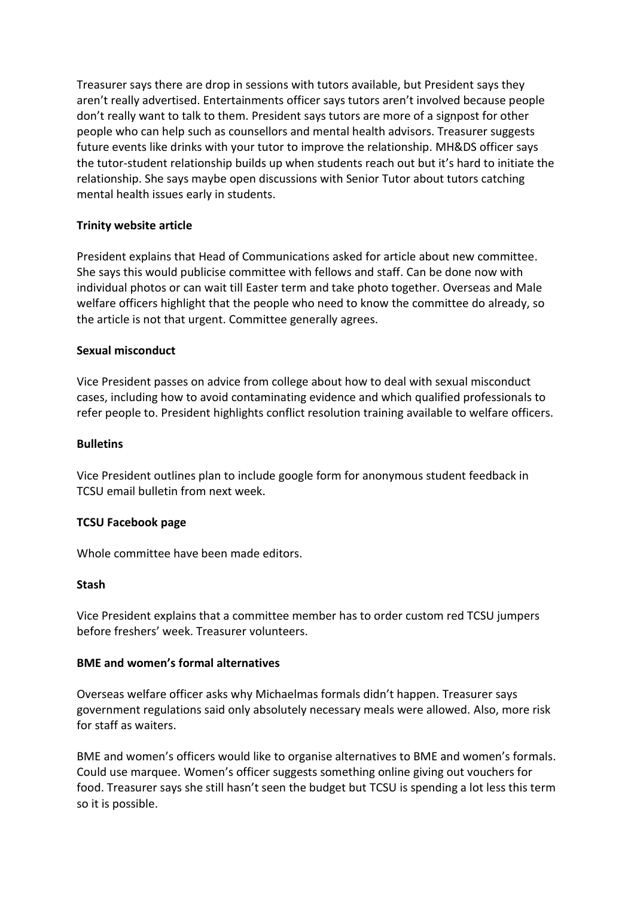Treasurer says there are drop in sessions with tutors available, but President says they aren't really advertised. Entertainments officer says tutors aren't involved because people don't really want to talk to them. President says tutors are more of a signpost for other people who can help such as counsellors and mental health advisors. Treasurer suggests future events like drinks with your tutor to improve the relationship. MH&DS officer says the tutor-student relationship builds up when students reach out but it's hard to initiate the relationship. She says maybe open discussions with Senior Tutor about tutors catching mental health issues early in students.

**Trinity website article**

President explains that Head of Communications asked for article about new committee. She says this would publicise committee with fellows and staff. Can be done now with individual photos or can wait till Easter term and take photo together. Overseas and Male welfare officers highlight that the people who need to know the committee do already, so the article is not that urgent. Committee generally agrees.

**Sexual misconduct**

Vice President passes on advice from college about how to deal with sexual misconduct cases, including how to avoid contaminating evidence and which qualified professionals to refer people to. President highlights conflict resolution training available to welfare officers.

**Bulletins**

Vice President outlines plan to include google form for anonymous student feedback in TCSU email bulletin from next week.

**TCSU Facebook page**

Whole committee have been made editors.

**Stash**

Vice President explains that a committee member has to order custom red TCSU jumpers before freshers' week. Treasurer volunteers.

**BME and women's formal alternatives**

Overseas welfare officer asks why Michaelmas formals didn't happen. Treasurer says government regulations said only absolutely necessary meals were allowed. Also, more risk for staff as waiters.

BME and women's officers would like to organise alternatives to BME and women's formals. Could use marquee. Women's officer suggests something online giving out vouchers for food. Treasurer says she still hasn't seen the budget but TCSU is spending a lot less this term so it is possible.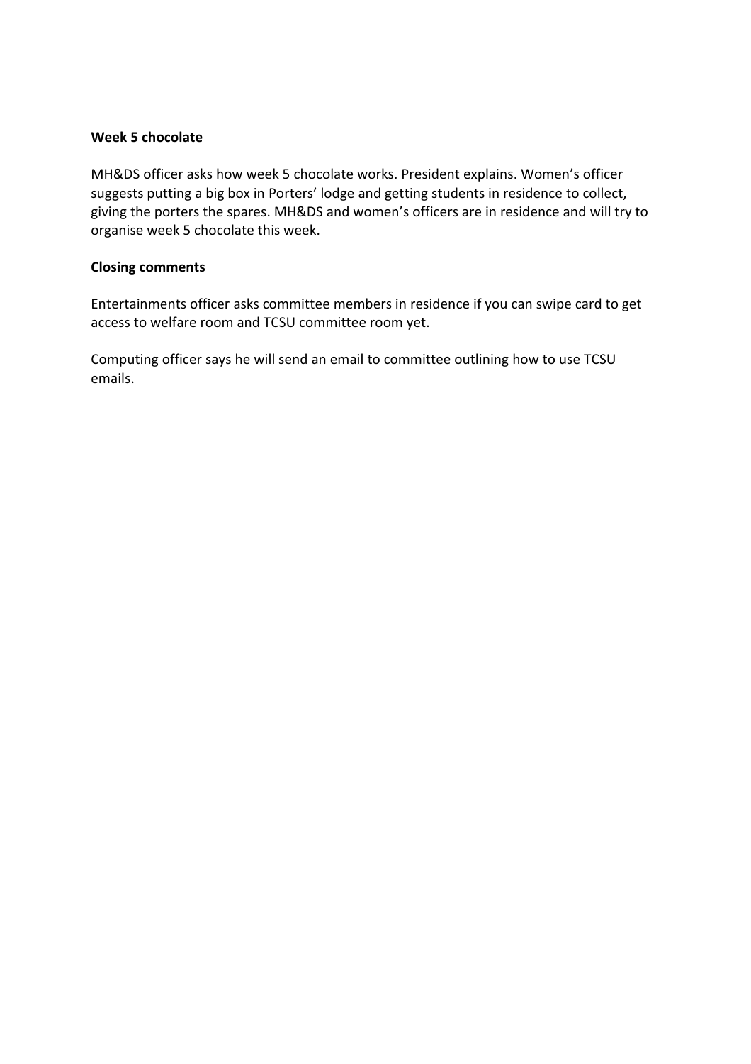**Week 5 chocolate**

MH&DS officer asks how week 5 chocolate works. President explains. Women's officer suggests putting a big box in Porters' lodge and getting students in residence to collect, giving the porters the spares. MH&DS and women's officers are in residence and will try to organise week 5 chocolate this week.

**Closing comments**

Entertainments officer asks committee members in residence if you can swipe card to get access to welfare room and TCSU committee room yet.

Computing officer says he will send an email to committee outlining how to use TCSU emails.